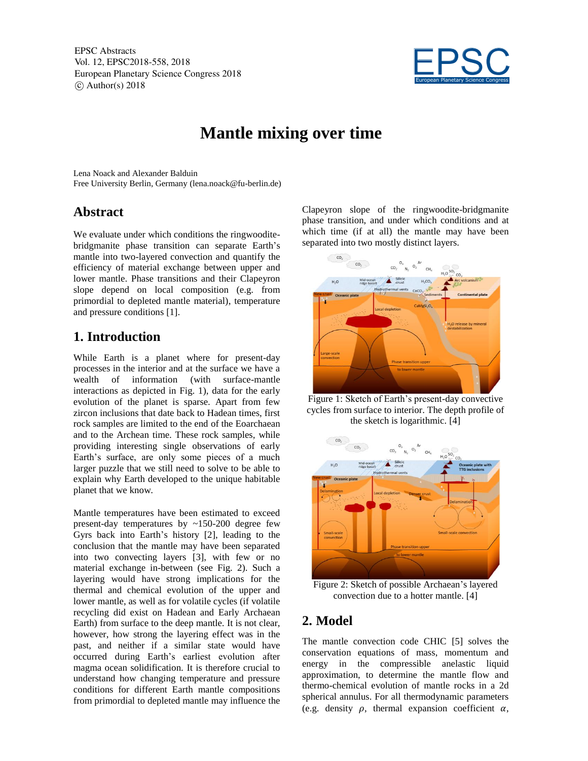EPSC Abstracts
Vol. 12, EPSC2018-558, 2018
European Planetary Science Congress 2018
© Author(s) 2018

# Mantle mixing over time

Lena Noack and Alexander Balduin
Free University Berlin, Germany (lena.noack@fu-berlin.de)

## Abstract

We evaluate under which conditions the ringwoodite-bridgmanite phase transition can separate Earth's mantle into two-layered convection and quantify the efficiency of material exchange between upper and lower mantle. Phase transitions and their Clapeyron slope depend on local composition (e.g. from primordial to depleted mantle material), temperature and pressure conditions [1].

## 1. Introduction

While Earth is a planet where for present-day processes in the interior and at the surface we have a wealth of information (with surface-mantle interactions as depicted in Fig. 1), data for the early evolution of the planet is sparse. Apart from few zircon inclusions that date back to Hadean times, first rock samples are limited to the end of the Eoarchaean and to the Archean time. These rock samples, while providing interesting single observations of early Earth's surface, are only some pieces of a much larger puzzle that we still need to solve to be able to explain why Earth developed to the unique habitable planet that we know.

Mantle temperatures have been estimated to exceed present-day temperatures by ~150-200 degree few Gyrs back into Earth's history [2], leading to the conclusion that the mantle may have been separated into two convecting layers [3], with few or no material exchange in-between (see Fig. 2). Such a layering would have strong implications for the thermal and chemical evolution of the upper and lower mantle, as well as for volatile cycles (if volatile recycling did exist on Hadean and Early Archaean Earth) from surface to the deep mantle. It is not clear, however, how strong the layering effect was in the past, and neither if a similar state would have occurred during Earth's earliest evolution after magma ocean solidification. It is therefore crucial to understand how changing temperature and pressure conditions for different Earth mantle compositions from primordial to depleted mantle may influence the Clapeyron slope of the ringwoodite-bridgmanite phase transition, and under which conditions and at which time (if at all) the mantle may have been separated into two mostly distinct layers.

Figure 1: Sketch of Earth's present-day convective cycles from surface to interior. The depth profile of the sketch is logarithmic. [4]

Figure 2: Sketch of possible Archaean's layered convection due to a hotter mantle. [4]

## 2. Model

The mantle convection code CHIC [5] solves the conservation equations of mass, momentum and energy in the compressible anelastic liquid approximation, to determine the mantle flow and thermo-chemical evolution of mantle rocks in a 2d spherical annulus. For all thermodynamic parameters (e.g. density $\rho$, thermal expansion coefficient $\alpha$,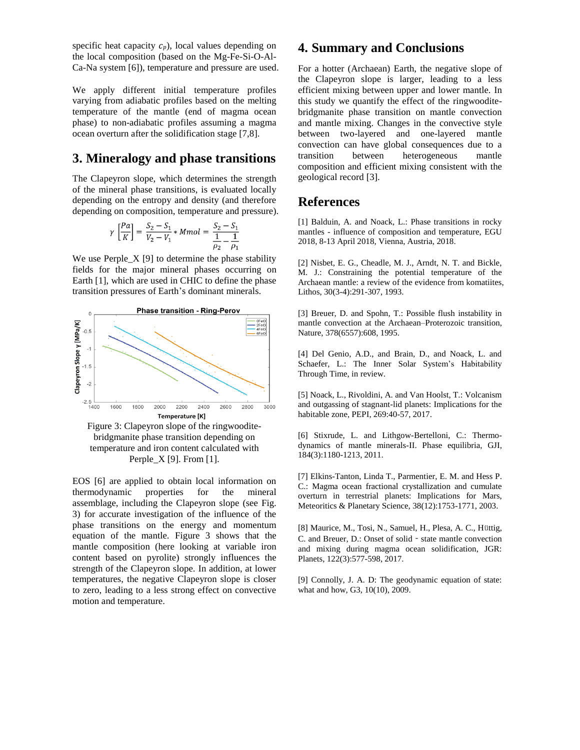specific heat capacity $c_p$), local values depending on the local composition (based on the Mg-Fe-Si-O-Al-Ca-Na system [6]), temperature and pressure are used.

We apply different initial temperature profiles varying from adiabatic profiles based on the melting temperature of the mantle (end of magma ocean phase) to non-adiabatic profiles assuming a magma ocean overturn after the solidification stage [7,8].

## 3. Mineralogy and phase transitions

The Clapeyron slope, which determines the strength of the mineral phase transitions, is evaluated locally depending on the entropy and density (and therefore depending on composition, temperature and pressure).

$$\gamma \left[\frac{Pa}{K}\right] = \frac{S_2 - S_1}{V_2 - V_1} * Mmol = \frac{S_2 - S_1}{\frac{1}{\rho_2} - \frac{1}{\rho_1}}$$

We use Perple_X [9] to determine the phase stability fields for the major mineral phases occurring on Earth [1], which are used in CHIC to define the phase transition pressures of Earth's dominant minerals.

Phase transition - Ring-Perov

Clapeyron Slope γ [MPa/K]

0
-0.5
-1
-1.5
-2
-2.5

1400 1600 1800 2000 2200 2400 2600 2800 3000

Temperature [K]

0FeO
2FeO
4FeO
6FeO

Figure 3: Clapeyron slope of the ringwoodite-bridgmanite phase transition depending on temperature and iron content calculated with Perple_X [9]. From [1].

EOS [6] are applied to obtain local information on thermodynamic properties for the mineral assemblage, including the Clapeyron slope (see Fig. 3) for accurate investigation of the influence of the phase transitions on the energy and momentum equation of the mantle. Figure 3 shows that the mantle composition (here looking at variable iron content based on pyrolite) strongly influences the strength of the Clapeyron slope. In addition, at lower temperatures, the negative Clapeyron slope is closer to zero, leading to a less strong effect on convective motion and temperature.

## 4. Summary and Conclusions

For a hotter (Archaean) Earth, the negative slope of the Clapeyron slope is larger, leading to a less efficient mixing between upper and lower mantle. In this study we quantify the effect of the ringwoodite-bridgmanite phase transition on mantle convection and mantle mixing. Changes in the convective style between two-layered and one-layered mantle convection can have global consequences due to a transition between heterogeneous mantle composition and efficient mixing consistent with the geological record [3].

## References

[1] Balduin, A. and Noack, L.: Phase transitions in rocky mantles - influence of composition and temperature, EGU 2018, 8-13 April 2018, Vienna, Austria, 2018.

[2] Nisbet, E. G., Cheadle, M. J., Arndt, N. T. and Bickle, M. J.: Constraining the potential temperature of the Archaean mantle: a review of the evidence from komatiites, Lithos, 30(3-4):291-307, 1993.

[3] Breuer, D. and Spohn, T.: Possible flush instability in mantle convection at the Archaean–Proterozoic transition, Nature, 378(6557):608, 1995.

[4] Del Genio, A.D., and Brain, D., and Noack, L. and Schaefer, L.: The Inner Solar System's Habitability Through Time, in review.

[5] Noack, L., Rivoldini, A. and Van Hoolst, T.: Volcanism and outgassing of stagnant-lid planets: Implications for the habitable zone, PEPI, 269:40-57, 2017.

[6] Stixrude, L. and Lithgow-Bertelloni, C.: Thermodynamics of mantle minerals-II. Phase equilibria, GJI, 184(3):1180-1213, 2011.

[7] Elkins-Tanton, Linda T., Parmentier, E. M. and Hess P. C.: Magma ocean fractional crystallization and cumulate overturn in terrestrial planets: Implications for Mars, Meteoritics & Planetary Science, 38(12):1753-1771, 2003.

[8] Maurice, M., Tosi, N., Samuel, H., Plesa, A. C., Hüttig, C. and Breuer, D.: Onset of solid - state mantle convection and mixing during magma ocean solidification, JGR: Planets, 122(3):577-598, 2017.

[9] Connolly, J. A. D: The geodynamic equation of state: what and how, G3, 10(10), 2009.